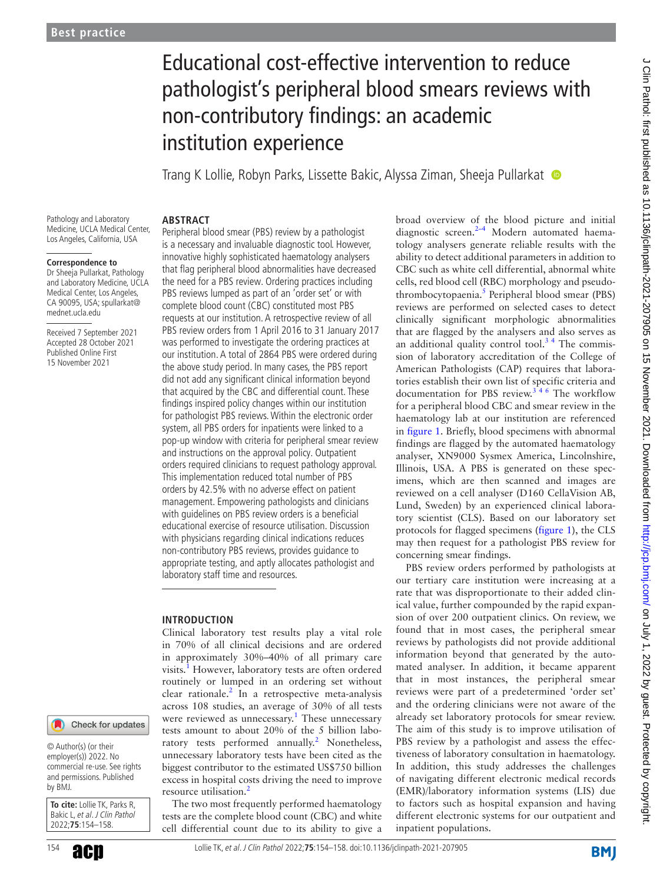Best practice

# Educational cost-effective intervention to reduce pathologist's peripheral blood smears reviews with non-contributory findings: an academic institution experience

Trang K Lollie, Robyn Parks, Lissette Bakic, Alyssa Ziman, Sheeja Pullarkat

Pathology and Laboratory Medicine, UCLA Medical Center, Los Angeles, California, USA

**Correspondence to**
Dr Sheeja Pullarkat, Pathology and Laboratory Medicine, UCLA Medical Center, Los Angeles, CA 90095, USA; spullarkat@mednet.ucla.edu

Received 7 September 2021
Accepted 28 October 2021
Published Online First 15 November 2021

© Author(s) (or their employer(s)) 2022. No commercial re-use. See rights and permissions. Published by BMJ.

**To cite:** Lollie TK, Parks R, Bakic L, *et al*. *J Clin Pathol* 2022;**75**:154–158.

## ABSTRACT

Peripheral blood smear (PBS) review by a pathologist is a necessary and invaluable diagnostic tool. However, innovative highly sophisticated haematology analysers that flag peripheral blood abnormalities have decreased the need for a PBS review. Ordering practices including PBS reviews lumped as part of an 'order set' or with complete blood count (CBC) constituted most PBS requests at our institution. A retrospective review of all PBS review orders from 1 April 2016 to 31 January 2017 was performed to investigate the ordering practices at our institution. A total of 2864 PBS were ordered during the above study period. In many cases, the PBS report did not add any significant clinical information beyond that acquired by the CBC and differential count. These findings inspired policy changes within our institution for pathologist PBS reviews. Within the electronic order system, all PBS orders for inpatients were linked to a pop-up window with criteria for peripheral smear review and instructions on the approval policy. Outpatient orders required clinicians to request pathology approval. This implementation reduced total number of PBS orders by 42.5% with no adverse effect on patient management. Empowering pathologists and clinicians with guidelines on PBS review orders is a beneficial educational exercise of resource utilisation. Discussion with physicians regarding clinical indications reduces non-contributory PBS reviews, provides guidance to appropriate testing, and aptly allocates pathologist and laboratory staff time and resources.

## INTRODUCTION

Clinical laboratory test results play a vital role in 70% of all clinical decisions and are ordered in approximately 30%–40% of all primary care visits.[1] However, laboratory tests are often ordered routinely or lumped in an ordering set without clear rationale.[2] In a retrospective meta-analysis across 108 studies, an average of 30% of all tests were reviewed as unnecessary.[1] These unnecessary tests amount to about 20% of the 5 billion laboratory tests performed annually.[2] Nonetheless, unnecessary laboratory tests have been cited as the biggest contributor to the estimated US$750 billion excess in hospital costs driving the need to improve resource utilisation.[2]

The two most frequently performed haematology tests are the complete blood count (CBC) and white cell differential count due to its ability to give a broad overview of the blood picture and initial diagnostic screen.[2–4] Modern automated haematology analysers generate reliable results with the ability to detect additional parameters in addition to CBC such as white cell differential, abnormal white cells, red blood cell (RBC) morphology and pseudothrombocytopaenia.[5] Peripheral blood smear (PBS) reviews are performed on selected cases to detect clinically significant morphologic abnormalities that are flagged by the analysers and also serves as an additional quality control tool.[3 4] The commission of laboratory accreditation of the College of American Pathologists (CAP) requires that laboratories establish their own list of specific criteria and documentation for PBS review.[3 4 6] The workflow for a peripheral blood CBC and smear review in the haematology lab at our institution are referenced in figure 1. Briefly, blood specimens with abnormal findings are flagged by the automated haematology analyser, XN9000 Sysmex America, Lincolnshire, Illinois, USA. A PBS is generated on these specimens, which are then scanned and images are reviewed on a cell analyser (D160 CellaVision AB, Lund, Sweden) by an experienced clinical laboratory scientist (CLS). Based on our laboratory set protocols for flagged specimens (figure 1), the CLS may then request for a pathologist PBS review for concerning smear findings.

PBS review orders performed by pathologists at our tertiary care institution were increasing at a rate that was disproportionate to their added clinical value, further compounded by the rapid expansion of over 200 outpatient clinics. On review, we found that in most cases, the peripheral smear reviews by pathologists did not provide additional information beyond that generated by the automated analyser. In addition, it became apparent that in most instances, the peripheral smear reviews were part of a predetermined 'order set' and the ordering clinicians were not aware of the already set laboratory protocols for smear review. The aim of this study is to improve utilisation of PBS review by a pathologist and assess the effectiveness of laboratory consultation in haematology. In addition, this study addresses the challenges of navigating different electronic medical records (EMR)/laboratory information systems (LIS) due to factors such as hospital expansion and having different electronic systems for our outpatient and inpatient populations.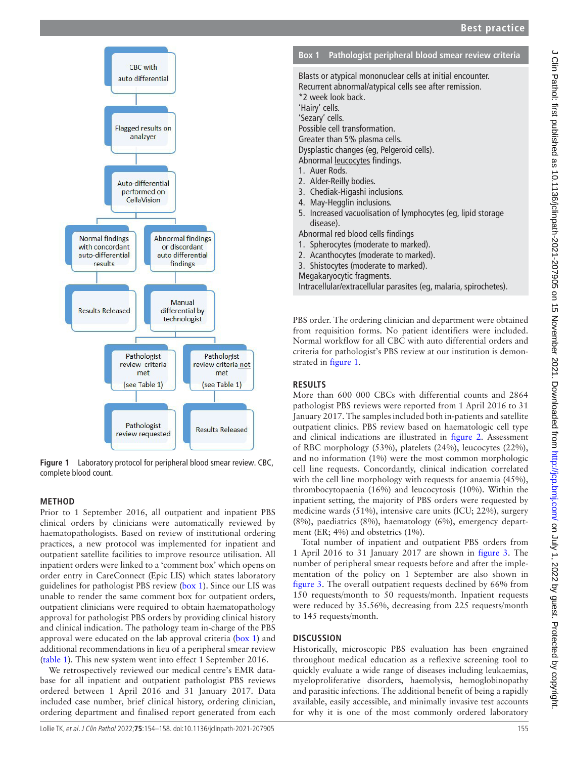Figure 1 Laboratory protocol for peripheral blood smear review. CBC, complete blood count.

## METHOD

Prior to 1 September 2016, all outpatient and inpatient PBS clinical orders by clinicians were automatically reviewed by haematopathologists. Based on review of institutional ordering practices, a new protocol was implemented for inpatient and outpatient satellite facilities to improve resource utilisation. All inpatient orders were linked to a 'comment box' which opens on order entry in CareConnect (Epic LIS) which states laboratory guidelines for pathologist PBS review (box 1). Since our LIS was unable to render the same comment box for outpatient orders, outpatient clinicians were required to obtain haematopathology approval for pathologist PBS orders by providing clinical history and clinical indication. The pathology team in-charge of the PBS approval were educated on the lab approval criteria (box 1) and additional recommendations in lieu of a peripheral smear review (table 1). This new system went into effect 1 September 2016.

We retrospectively reviewed our medical centre's EMR database for all inpatient and outpatient pathologist PBS reviews ordered between 1 April 2016 and 31 January 2017. Data included case number, brief clinical history, ordering clinician, ordering department and finalised report generated from each PBS order. The ordering clinician and department were obtained from requisition forms. No patient identifiers were included. Normal workflow for all CBC with auto differential orders and criteria for pathologist's PBS review at our institution is demonstrated in figure 1.

**Box 1 Pathologist peripheral blood smear review criteria**

Blasts or atypical mononuclear cells at initial encounter.
Recurrent abnormal/atypical cells see after remission.
*2 week look back.
'Hairy' cells.
'Sezary' cells.
Possible cell transformation.
Greater than 5% plasma cells.
Dysplastic changes (eg, Pelgeroid cells).
Abnormal leucocytes findings.
1. Auer Rods.
2. Alder-Reilly bodies.
3. Chediak-Higashi inclusions.
4. May-Hegglin inclusions.
5. Increased vacuolisation of lymphocytes (eg, lipid storage disease).

Abnormal red blood cells findings
1. Spherocytes (moderate to marked).
2. Acanthocytes (moderate to marked).
3. Shistocytes (moderate to marked).

Megakaryocytic fragments.
Intracellular/extracellular parasites (eg, malaria, spirochetes).

## RESULTS

More than 600 000 CBCs with differential counts and 2864 pathologist PBS reviews were reported from 1 April 2016 to 31 January 2017. The samples included both in-patients and satellite outpatient clinics. PBS review based on haematologic cell type and clinical indications are illustrated in figure 2. Assessment of RBC morphology (53%), platelets (24%), leucocytes (22%), and no information (1%) were the most common morphologic cell line requests. Concordantly, clinical indication correlated with the cell line morphology with requests for anaemia (45%), thrombocytopaenia (16%) and leucocytosis (10%). Within the inpatient setting, the majority of PBS orders were requested by medicine wards (51%), intensive care units (ICU; 22%), surgery (8%), paediatrics (8%), haematology (6%), emergency department (ER; 4%) and obstetrics (1%).

Total number of inpatient and outpatient PBS orders from 1 April 2016 to 31 January 2017 are shown in figure 3. The number of peripheral smear requests before and after the implementation of the policy on 1 September are also shown in figure 3. The overall outpatient requests declined by 66% from 150 requests/month to 50 requests/month. Inpatient requests were reduced by 35.56%, decreasing from 225 requests/month to 145 requests/month.

## DISCUSSION

Historically, microscopic PBS evaluation has been engrained throughout medical education as a reflexive screening tool to quickly evaluate a wide range of diseases including leukaemias, myeloproliferative disorders, haemolysis, hemoglobinopathy and parasitic infections. The additional benefit of being a rapidly available, easily accessible, and minimally invasive test accounts for why it is one of the most commonly ordered laboratory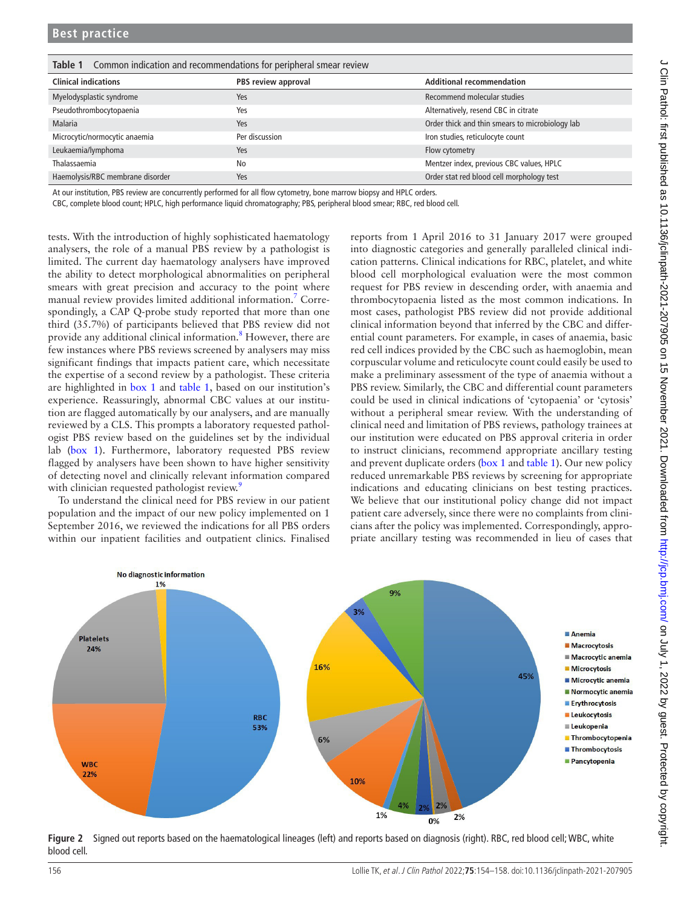**Table 1** Common indication and recommendations for peripheral smear review

| Clinical indications | PBS review approval | Additional recommendation |
|---|---|---|
| Myelodysplastic syndrome | Yes | Recommend molecular studies |
| Pseudothrombocytopaenia | Yes | Alternatively, resend CBC in citrate |
| Malaria | Yes | Order thick and thin smears to microbiology lab |
| Microcytic/normocytic anaemia | Per discussion | Iron studies, reticulocyte count |
| Leukaemia/lymphoma | Yes | Flow cytometry |
| Thalassaemia | No | Mentzer index, previous CBC values, HPLC |
| Haemolysis/RBC membrane disorder | Yes | Order stat red blood cell morphology test |

At our institution, PBS review are concurrently performed for all flow cytometry, bone marrow biopsy and HPLC orders.

CBC, complete blood count; HPLC, high performance liquid chromatography; PBS, peripheral blood smear; RBC, red blood cell.

tests. With the introduction of highly sophisticated haematology analysers, the role of a manual PBS review by a pathologist is limited. The current day haematology analysers have improved the ability to detect morphological abnormalities on peripheral smears with great precision and accuracy to the point where manual review provides limited additional information.[7] Correspondingly, a CAP Q-probe study reported that more than one third (35.7%) of participants believed that PBS review did not provide any additional clinical information.[8] However, there are few instances where PBS reviews screened by analysers may miss significant findings that impacts patient care, which necessitate the expertise of a second review by a pathologist. These criteria are highlighted in box 1 and table 1, based on our institution's experience. Reassuringly, abnormal CBC values at our institution are flagged automatically by our analysers, and are manually reviewed by a CLS. This prompts a laboratory requested pathologist PBS review based on the guidelines set by the individual lab (box 1). Furthermore, laboratory requested PBS review flagged by analysers have been shown to have higher sensitivity of detecting novel and clinically relevant information compared with clinician requested pathologist review.[9]

To understand the clinical need for PBS review in our patient population and the impact of our new policy implemented on 1 September 2016, we reviewed the indications for all PBS orders within our inpatient facilities and outpatient clinics. Finalised reports from 1 April 2016 to 31 January 2017 were grouped into diagnostic categories and generally paralleled clinical indication patterns. Clinical indications for RBC, platelet, and white blood cell morphological evaluation were the most common request for PBS review in descending order, with anaemia and thrombocytopaenia listed as the most common indications. In most cases, pathologist PBS review did not provide additional clinical information beyond that inferred by the CBC and differential count parameters. For example, in cases of anaemia, basic red cell indices provided by the CBC such as haemoglobin, mean corpuscular volume and reticulocyte count could easily be used to make a preliminary assessment of the type of anaemia without a PBS review. Similarly, the CBC and differential count parameters could be used in clinical indications of 'cytopaenia' or 'cytosis' without a peripheral smear review. With the understanding of clinical need and limitation of PBS reviews, pathology trainees at our institution were educated on PBS approval criteria in order to instruct clinicians, recommend appropriate ancillary testing and prevent duplicate orders (box 1 and table 1). Our new policy reduced unremarkable PBS reviews by screening for appropriate indications and educating clinicians on best testing practices. We believe that our institutional policy change did not impact patient care adversely, since there were no complaints from clinicians after the policy was implemented. Correspondingly, appropriate ancillary testing was recommended in lieu of cases that

**Figure 2** Signed out reports based on the haematological lineages (left) and reports based on diagnosis (right). RBC, red blood cell; WBC, white blood cell.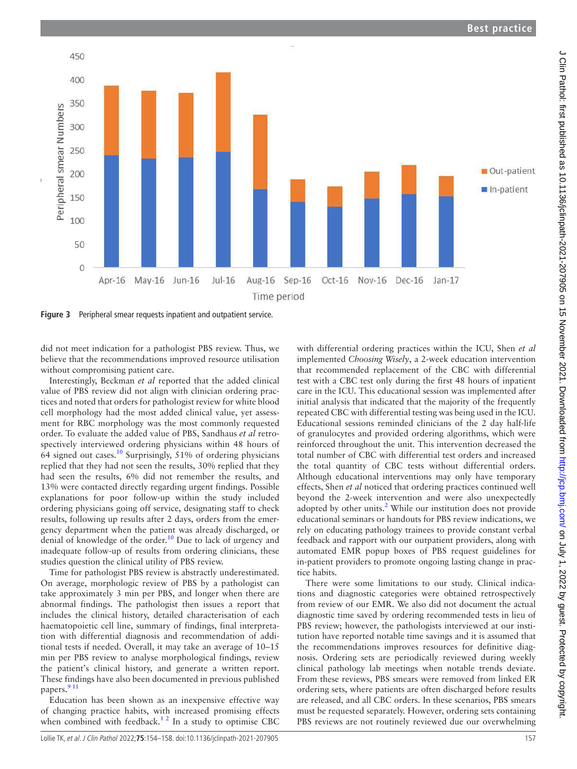**Figure 3** Peripheral smear requests inpatient and outpatient service.

did not meet indication for a pathologist PBS review. Thus, we believe that the recommendations improved resource utilisation without compromising patient care.

Interestingly, Beckman *et al* reported that the added clinical value of PBS review did not align with clinician ordering practices and noted that orders for pathologist review for white blood cell morphology had the most added clinical value, yet assessment for RBC morphology was the most commonly requested order. To evaluate the added value of PBS, Sandhaus *et al* retrospectively interviewed ordering physicians within 48 hours of 64 signed out cases.[10] Surprisingly, 51% of ordering physicians replied that they had not seen the results, 30% replied that they had seen the results, 6% did not remember the results, and 13% were contacted directly regarding urgent findings. Possible explanations for poor follow-up within the study included ordering physicians going off service, designating staff to check results, following up results after 2 days, orders from the emergency department when the patient was already discharged, or denial of knowledge of the order.[10] Due to lack of urgency and inadequate follow-up of results from ordering clinicians, these studies question the clinical utility of PBS review.

Time for pathologist PBS review is abstractly underestimated. On average, morphologic review of PBS by a pathologist can take approximately 3 min per PBS, and longer when there are abnormal findings. The pathologist then issues a report that includes the clinical history, detailed characterisation of each haematopoietic cell line, summary of findings, final interpretation with differential diagnosis and recommendation of additional tests if needed. Overall, it may take an average of 10–15 min per PBS review to analyse morphological findings, review the patient's clinical history, and generate a written report. These findings have also been documented in previous published papers.[9,11]

Education has been shown as an inexpensive effective way of changing practice habits, with increased promising effects when combined with feedback.[1,2] In a study to optimise CBC with differential ordering practices within the ICU, Shen *et al* implemented *Choosing Wisely*, a 2-week education intervention that recommended replacement of the CBC with differential test with a CBC test only during the first 48 hours of inpatient care in the ICU. This educational session was implemented after initial analysis that indicated that the majority of the frequently repeated CBC with differential testing was being used in the ICU. Educational sessions reminded clinicians of the 2 day half-life of granulocytes and provided ordering algorithms, which were reinforced throughout the unit. This intervention decreased the total number of CBC with differential test orders and increased the total quantity of CBC tests without differential orders. Although educational interventions may only have temporary effects, Shen *et al* noticed that ordering practices continued well beyond the 2-week intervention and were also unexpectedly adopted by other units.[2] While our institution does not provide educational seminars or handouts for PBS review indications, we rely on educating pathology trainees to provide constant verbal feedback and rapport with our outpatient providers, along with automated EMR popup boxes of PBS request guidelines for in-patient providers to promote ongoing lasting change in practice habits.

There were some limitations to our study. Clinical indications and diagnostic categories were obtained retrospectively from review of our EMR. We also did not document the actual diagnostic time saved by ordering recommended tests in lieu of PBS review; however, the pathologists interviewed at our institution have reported notable time savings and it is assumed that the recommendations improves resources for definitive diagnosis. Ordering sets are periodically reviewed during weekly clinical pathology lab meetings when notable trends deviate. From these reviews, PBS smears were removed from linked ER ordering sets, where patients are often discharged before results are released, and all CBC orders. In these scenarios, PBS smears must be requested separately. However, ordering sets containing PBS reviews are not routinely reviewed due our overwhelming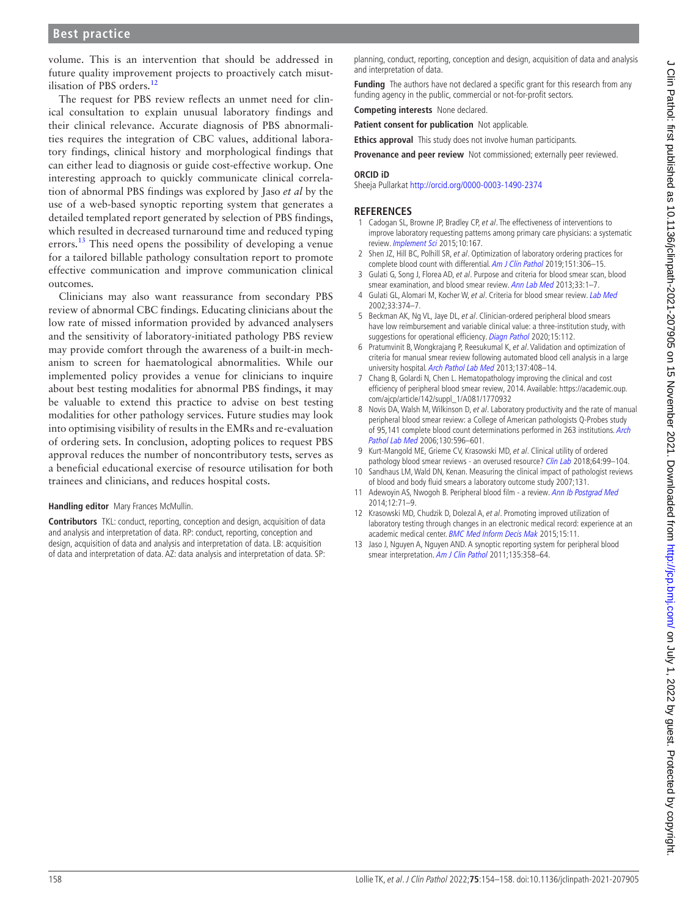volume. This is an intervention that should be addressed in future quality improvement projects to proactively catch misutilisation of PBS orders.[12]

The request for PBS review reflects an unmet need for clinical consultation to explain unusual laboratory findings and their clinical relevance. Accurate diagnosis of PBS abnormalities requires the integration of CBC values, additional laboratory findings, clinical history and morphological findings that can either lead to diagnosis or guide cost-effective workup. One interesting approach to quickly communicate clinical correlation of abnormal PBS findings was explored by Jaso *et al* by the use of a web-based synoptic reporting system that generates a detailed templated report generated by selection of PBS findings, which resulted in decreased turnaround time and reduced typing errors.[13] This need opens the possibility of developing a venue for a tailored billable pathology consultation report to promote effective communication and improve communication clinical outcomes.

Clinicians may also want reassurance from secondary PBS review of abnormal CBC findings. Educating clinicians about the low rate of missed information provided by advanced analysers and the sensitivity of laboratory-initiated pathology PBS review may provide comfort through the awareness of a built-in mechanism to screen for haematological abnormalities. While our implemented policy provides a venue for clinicians to inquire about best testing modalities for abnormal PBS findings, it may be valuable to extend this practice to advise on best testing modalities for other pathology services. Future studies may look into optimising visibility of results in the EMRs and re-evaluation of ordering sets. In conclusion, adopting polices to request PBS approval reduces the number of noncontributory tests, serves as a beneficial educational exercise of resource utilisation for both trainees and clinicians, and reduces hospital costs.

**Handling editor** Mary Frances McMullin.

**Contributors** TKL: conduct, reporting, conception and design, acquisition of data and analysis and interpretation of data. RP: conduct, reporting, conception and design, acquisition of data and analysis and interpretation of data. LB: acquisition of data and interpretation of data. AZ: data analysis and interpretation of data. SP: planning, conduct, reporting, conception and design, acquisition of data and analysis and interpretation of data.

**Funding** The authors have not declared a specific grant for this research from any funding agency in the public, commercial or not-for-profit sectors.

**Competing interests** None declared.

**Patient consent for publication** Not applicable.

**Ethics approval** This study does not involve human participants.

**Provenance and peer review** Not commissioned; externally peer reviewed.

**ORCID iD**

Sheeja Pullarkat http://orcid.org/0000-0003-1490-2374

## REFERENCES

1. Cadogan SL, Browne JP, Bradley CP, *et al*. The effectiveness of interventions to improve laboratory requesting patterns among primary care physicians: a systematic review. *Implement Sci* 2015;10:167.
2. Shen JZ, Hill BC, Polhill SR, *et al*. Optimization of laboratory ordering practices for complete blood count with differential. *Am J Clin Pathol* 2019;151:306–15.
3. Gulati G, Song J, Florea AD, *et al*. Purpose and criteria for blood smear scan, blood smear examination, and blood smear review. *Ann Lab Med* 2013;33:1–7.
4. Gulati GL, Alomari M, Kocher W, *et al*. Criteria for blood smear review. *Lab Med* 2002;33:374–7.
5. Beckman AK, Ng VL, Jaye DL, *et al*. Clinician-ordered peripheral blood smears have low reimbursement and variable clinical value: a three-institution study, with suggestions for operational efficiency. *Diagn Pathol* 2020;15:112.
6. Pratumvinit B, Wongkrajang P, Reesukumal K, *et al*. Validation and optimization of criteria for manual smear review following automated blood cell analysis in a large university hospital. *Arch Pathol Lab Med* 2013;137:408–14.
7. Chang B, Golardi N, Chen L. Hematopathology improving the clinical and cost efficiency of peripheral blood smear review, 2014. Available: https://academic.oup.com/ajcp/article/142/suppl_1/A081/1770932
8. Novis DA, Walsh M, Wilkinson D, *et al*. Laboratory productivity and the rate of manual peripheral blood smear review: a College of American pathologists Q-Probes study of 95,141 complete blood count determinations performed in 263 institutions. *Arch Pathol Lab Med* 2006;130:596–601.
9. Kurt-Mangold ME, Grieme CV, Krasowski MD, *et al*. Clinical utility of ordered pathology blood smear reviews - an overused resource? *Clin Lab* 2018;64:99–104.
10. Sandhaus LM, Wald DN, Kenan. Measuring the clinical impact of pathologist reviews of blood and body fluid smears a laboratory outcome study 2007;131.
11. Adewoyin AS, Nwogoh B. Peripheral blood film - a review. *Ann Ib Postgrad Med* 2014;12:71–9.
12. Krasowski MD, Chudzik D, Dolezal A, *et al*. Promoting improved utilization of laboratory testing through changes in an electronic medical record: experience at an academic medical center. *BMC Med Inform Decis Mak* 2015;15:11.
13. Jaso J, Nguyen A, Nguyen AND. A synoptic reporting system for peripheral blood smear interpretation. *Am J Clin Pathol* 2011;135:358–64.